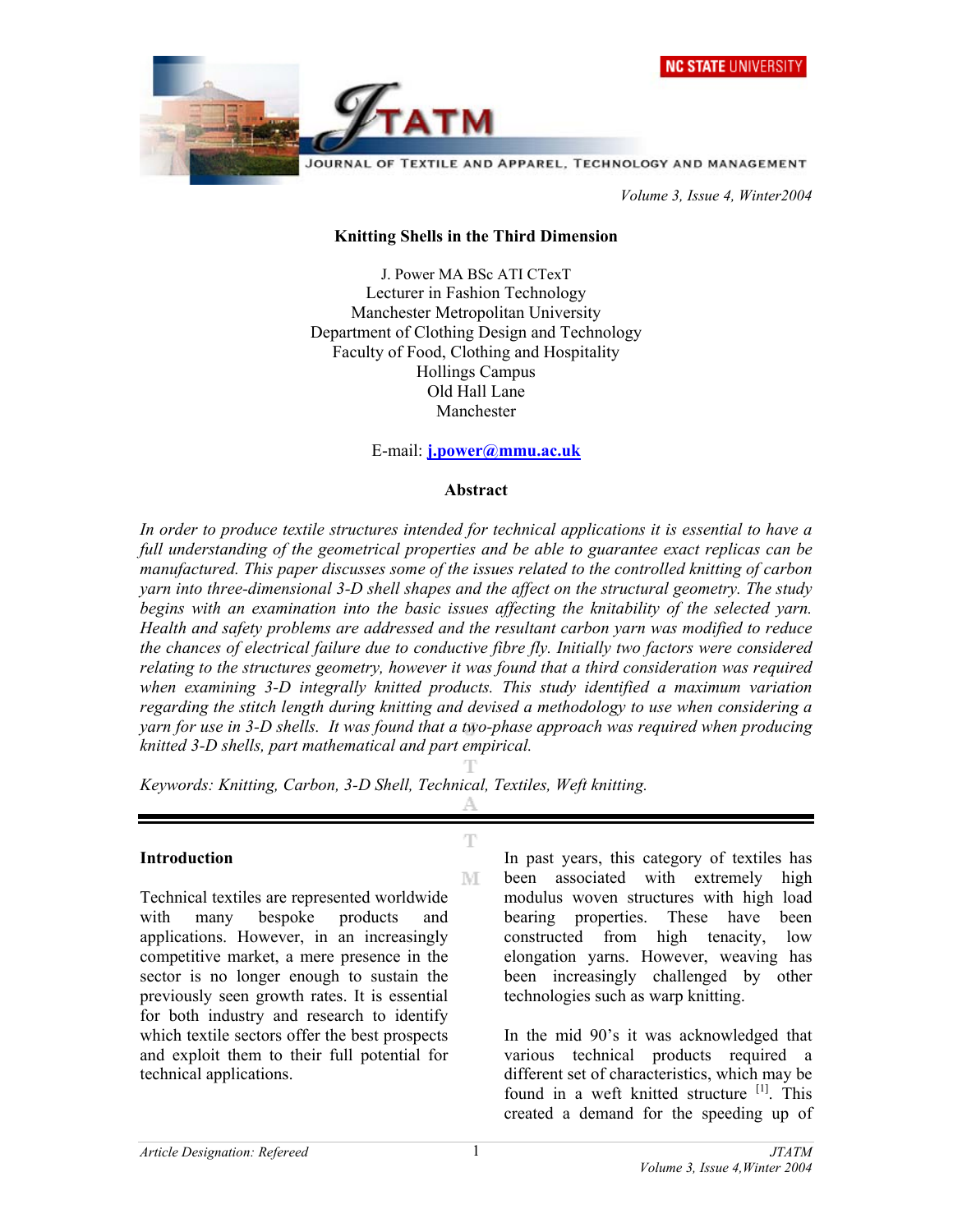# Knitting Shells in the Third Dimension

J. Power MA BSc ATI CTexT
Lecturer in Fashion Technology
Manchester Metropolitan University
Department of Clothing Design and Technology
Faculty of Food, Clothing and Hospitality
Hollings Campus
Old Hall Lane
Manchester

E-mail: [j.power@mmu.ac.uk](mailto:j.power@mmu.ac.uk)

## Abstract

*In order to produce textile structures intended for technical applications it is essential to have a full understanding of the geometrical properties and be able to guarantee exact replicas can be manufactured. This paper discusses some of the issues related to the controlled knitting of carbon yarn into three-dimensional 3-D shell shapes and the affect on the structural geometry. The study begins with an examination into the basic issues affecting the knitability of the selected yarn. Health and safety problems are addressed and the resultant carbon yarn was modified to reduce the chances of electrical failure due to conductive fibre fly. Initially two factors were considered relating to the structures geometry, however it was found that a third consideration was required when examining 3-D integrally knitted products. This study identified a maximum variation regarding the stitch length during knitting and devised a methodology to use when considering a yarn for use in 3-D shells. It was found that a two-phase approach was required when producing knitted 3-D shells, part mathematical and part empirical.*

*Keywords: Knitting, Carbon, 3-D Shell, Technical, Textiles, Weft knitting.*

---

## Introduction

Technical textiles are represented worldwide with many bespoke products and applications. However, in an increasingly competitive market, a mere presence in the sector is no longer enough to sustain the previously seen growth rates. It is essential for both industry and research to identify which textile sectors offer the best prospects and exploit them to their full potential for technical applications.

In past years, this category of textiles has been associated with extremely high modulus woven structures with high load bearing properties. These have been constructed from high tenacity, low elongation yarns. However, weaving has been increasingly challenged by other technologies such as warp knitting.

In the mid 90's it was acknowledged that various technical products required a different set of characteristics, which may be found in a weft knitted structure [1]. This created a demand for the speeding up of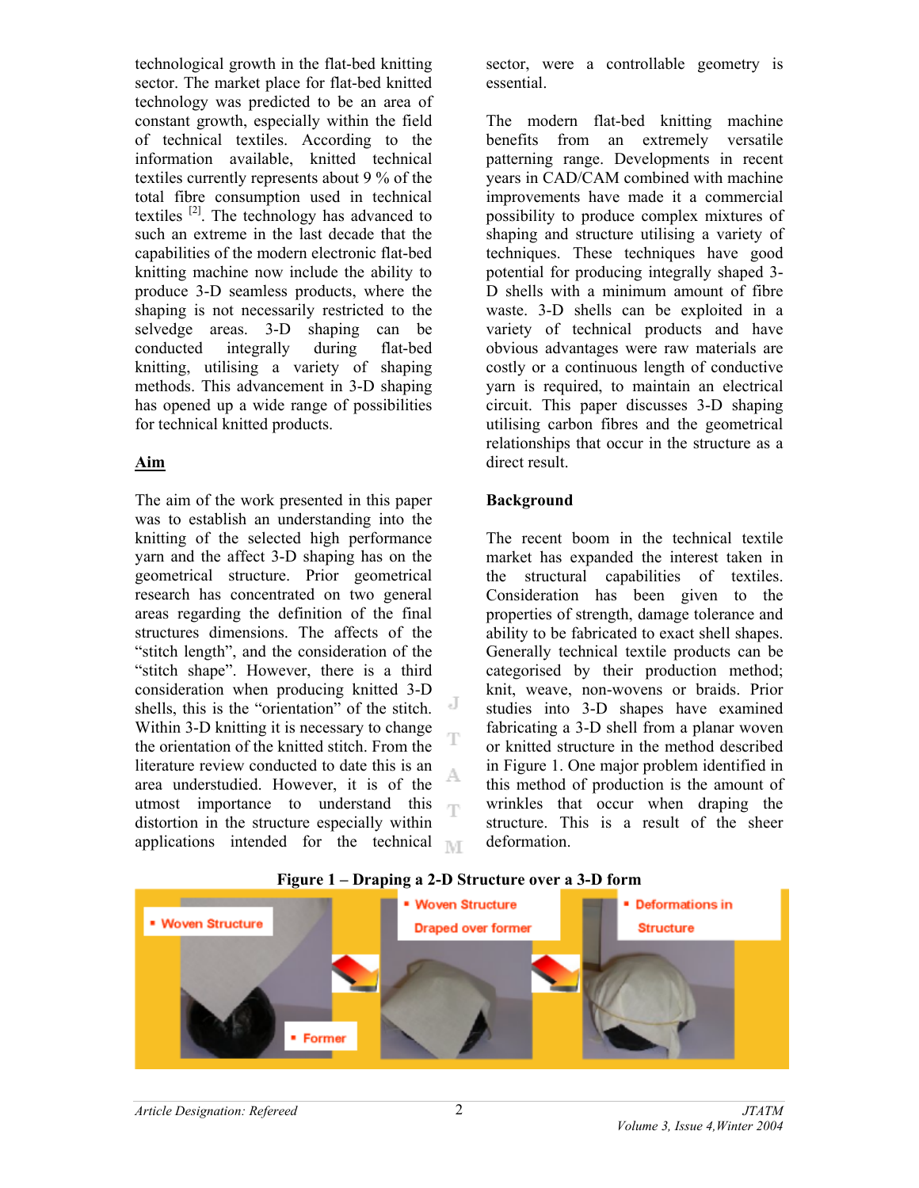technological growth in the flat-bed knitting sector. The market place for flat-bed knitted technology was predicted to be an area of constant growth, especially within the field of technical textiles. According to the information available, knitted technical textiles currently represents about 9 % of the total fibre consumption used in technical textiles [2]. The technology has advanced to such an extreme in the last decade that the capabilities of the modern electronic flat-bed knitting machine now include the ability to produce 3-D seamless products, where the shaping is not necessarily restricted to the selvedge areas. 3-D shaping can be conducted integrally during flat-bed knitting, utilising a variety of shaping methods. This advancement in 3-D shaping has opened up a wide range of possibilities for technical knitted products.

## Aim

The aim of the work presented in this paper was to establish an understanding into the knitting of the selected high performance yarn and the affect 3-D shaping has on the geometrical structure. Prior geometrical research has concentrated on two general areas regarding the definition of the final structures dimensions. The affects of the "stitch length", and the consideration of the "stitch shape". However, there is a third consideration when producing knitted 3-D shells, this is the "orientation" of the stitch. Within 3-D knitting it is necessary to change the orientation of the knitted stitch. From the literature review conducted to date this is an area understudied. However, it is of the utmost importance to understand this distortion in the structure especially within applications intended for the technical sector, were a controllable geometry is essential.

The modern flat-bed knitting machine benefits from an extremely versatile patterning range. Developments in recent years in CAD/CAM combined with machine improvements have made it a commercial possibility to produce complex mixtures of shaping and structure utilising a variety of techniques. These techniques have good potential for producing integrally shaped 3-D shells with a minimum amount of fibre waste. 3-D shells can be exploited in a variety of technical products and have obvious advantages were raw materials are costly or a continuous length of conductive yarn is required, to maintain an electrical circuit. This paper discusses 3-D shaping utilising carbon fibres and the geometrical relationships that occur in the structure as a direct result.

## Background

The recent boom in the technical textile market has expanded the interest taken in the structural capabilities of textiles. Consideration has been given to the properties of strength, damage tolerance and ability to be fabricated to exact shell shapes. Generally technical textile products can be categorised by their production method; knit, weave, non-wovens or braids. Prior studies into 3-D shapes have examined fabricating a 3-D shell from a planar woven or knitted structure in the method described in Figure 1. One major problem identified in this method of production is the amount of wrinkles that occur when draping the structure. This is a result of the sheer deformation.

**Figure 1 – Draping a 2-D Structure over a 3-D form**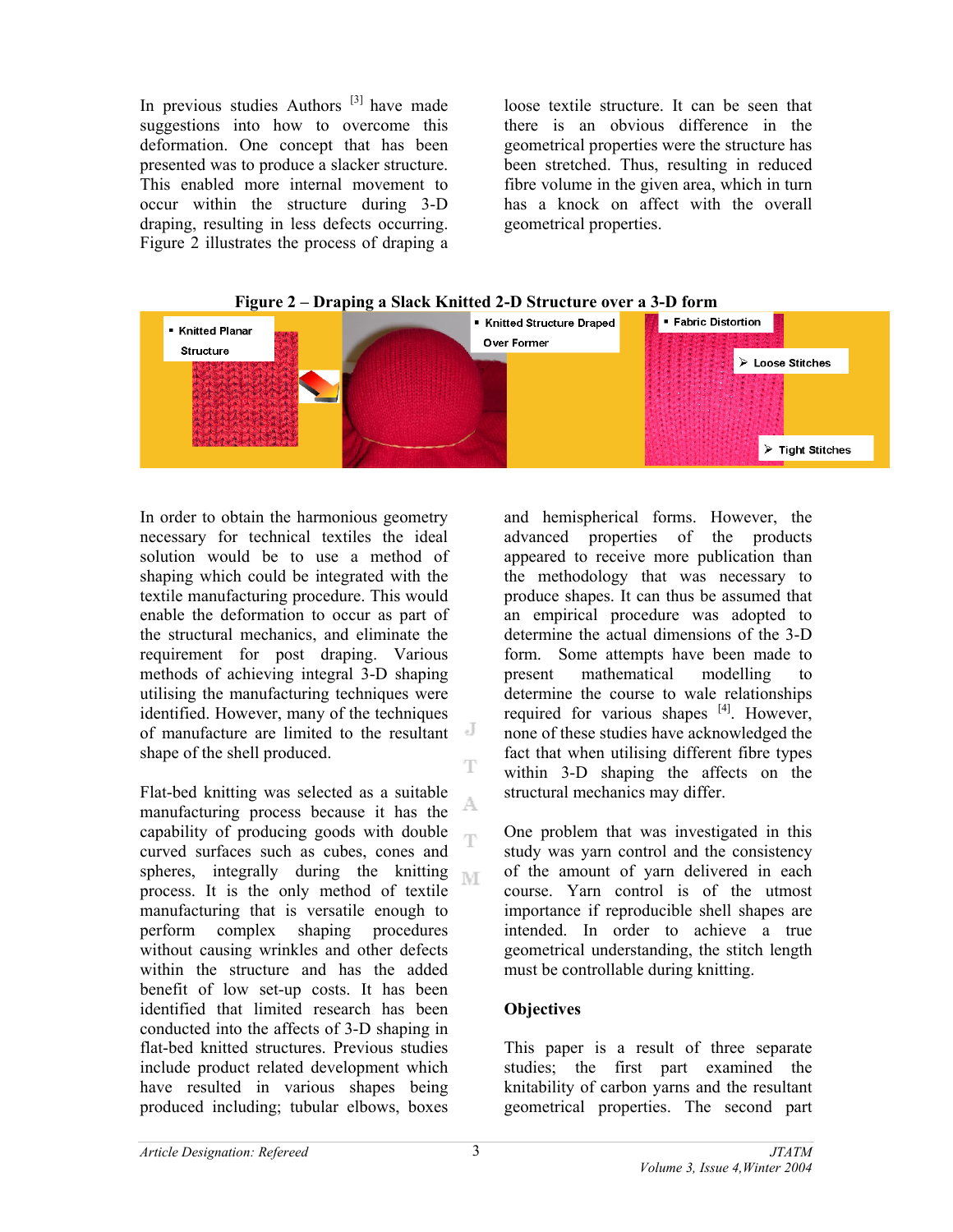In previous studies Authors [3] have made suggestions into how to overcome this deformation. One concept that has been presented was to produce a slacker structure. This enabled more internal movement to occur within the structure during 3-D draping, resulting in less defects occurring. Figure 2 illustrates the process of draping a loose textile structure. It can be seen that there is an obvious difference in the geometrical properties were the structure has been stretched. Thus, resulting in reduced fibre volume in the given area, which in turn has a knock on affect with the overall geometrical properties.

**Figure 2 – Draping a Slack Knitted 2-D Structure over a 3-D form**

- Knitted Planar Structure
- Knitted Structure Draped Over Former
- Fabric Distortion
  - Loose Stitches
  - Tight Stitches

In order to obtain the harmonious geometry necessary for technical textiles the ideal solution would be to use a method of shaping which could be integrated with the textile manufacturing procedure. This would enable the deformation to occur as part of the structural mechanics, and eliminate the requirement for post draping. Various methods of achieving integral 3-D shaping utilising the manufacturing techniques were identified. However, many of the techniques of manufacture are limited to the resultant shape of the shell produced.

Flat-bed knitting was selected as a suitable manufacturing process because it has the capability of producing goods with double curved surfaces such as cubes, cones and spheres, integrally during the knitting process. It is the only method of textile manufacturing that is versatile enough to perform complex shaping procedures without causing wrinkles and other defects within the structure and has the added benefit of low set-up costs. It has been identified that limited research has been conducted into the affects of 3-D shaping in flat-bed knitted structures. Previous studies include product related development which have resulted in various shapes being produced including; tubular elbows, boxes and hemispherical forms. However, the advanced properties of the products appeared to receive more publication than the methodology that was necessary to produce shapes. It can thus be assumed that an empirical procedure was adopted to determine the actual dimensions of the 3-D form. Some attempts have been made to present mathematical modelling to determine the course to wale relationships required for various shapes [4]. However, none of these studies have acknowledged the fact that when utilising different fibre types within 3-D shaping the affects on the structural mechanics may differ.

One problem that was investigated in this study was yarn control and the consistency of the amount of yarn delivered in each course. Yarn control is of the utmost importance if reproducible shell shapes are intended. In order to achieve a true geometrical understanding, the stitch length must be controllable during knitting.

## Objectives

This paper is a result of three separate studies; the first part examined the knitability of carbon yarns and the resultant geometrical properties. The second part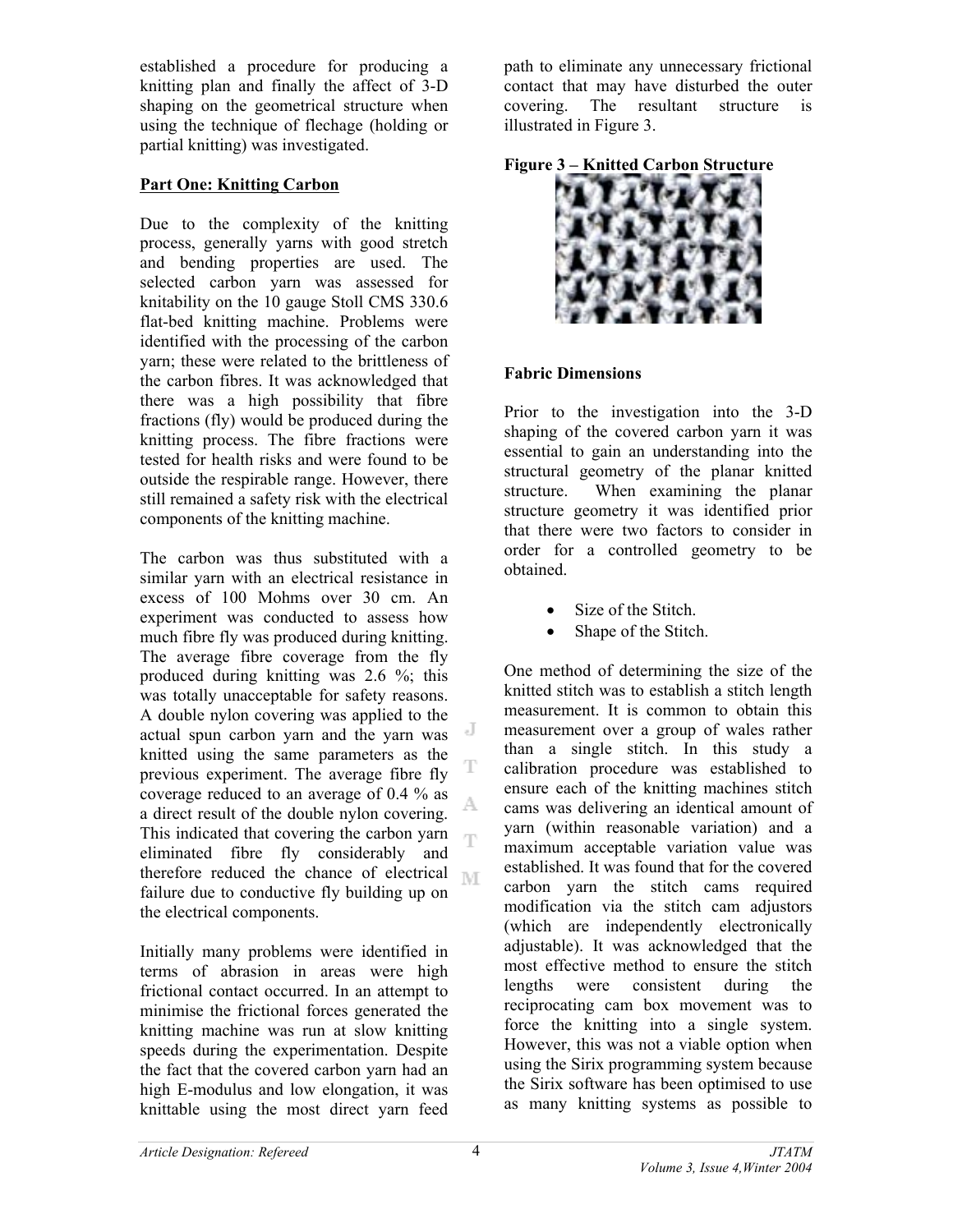established a procedure for producing a knitting plan and finally the affect of 3-D shaping on the geometrical structure when using the technique of flechage (holding or partial knitting) was investigated.

## Part One: Knitting Carbon

Due to the complexity of the knitting process, generally yarns with good stretch and bending properties are used. The selected carbon yarn was assessed for knitability on the 10 gauge Stoll CMS 330.6 flat-bed knitting machine. Problems were identified with the processing of the carbon yarn; these were related to the brittleness of the carbon fibres. It was acknowledged that there was a high possibility that fibre fractions (fly) would be produced during the knitting process. The fibre fractions were tested for health risks and were found to be outside the respirable range. However, there still remained a safety risk with the electrical components of the knitting machine.

The carbon was thus substituted with a similar yarn with an electrical resistance in excess of 100 Mohms over 30 cm. An experiment was conducted to assess how much fibre fly was produced during knitting. The average fibre coverage from the fly produced during knitting was 2.6 %; this was totally unacceptable for safety reasons. A double nylon covering was applied to the actual spun carbon yarn and the yarn was knitted using the same parameters as the previous experiment. The average fibre fly coverage reduced to an average of 0.4 % as a direct result of the double nylon covering. This indicated that covering the carbon yarn eliminated fibre fly considerably and therefore reduced the chance of electrical failure due to conductive fly building up on the electrical components.

Initially many problems were identified in terms of abrasion in areas were high frictional contact occurred. In an attempt to minimise the frictional forces generated the knitting machine was run at slow knitting speeds during the experimentation. Despite the fact that the covered carbon yarn had an high E-modulus and low elongation, it was knittable using the most direct yarn feed path to eliminate any unnecessary frictional contact that may have disturbed the outer covering. The resultant structure is illustrated in Figure 3.

**Figure 3 – Knitted Carbon Structure**

### Fabric Dimensions

Prior to the investigation into the 3-D shaping of the covered carbon yarn it was essential to gain an understanding into the structural geometry of the planar knitted structure. When examining the planar structure geometry it was identified prior that there were two factors to consider in order for a controlled geometry to be obtained.

- Size of the Stitch.
- Shape of the Stitch.

One method of determining the size of the knitted stitch was to establish a stitch length measurement. It is common to obtain this measurement over a group of wales rather than a single stitch. In this study a calibration procedure was established to ensure each of the knitting machines stitch cams was delivering an identical amount of yarn (within reasonable variation) and a maximum acceptable variation value was established. It was found that for the covered carbon yarn the stitch cams required modification via the stitch cam adjustors (which are independently electronically adjustable). It was acknowledged that the most effective method to ensure the stitch lengths were consistent during the reciprocating cam box movement was to force the knitting into a single system. However, this was not a viable option when using the Sirix programming system because the Sirix software has been optimised to use as many knitting systems as possible to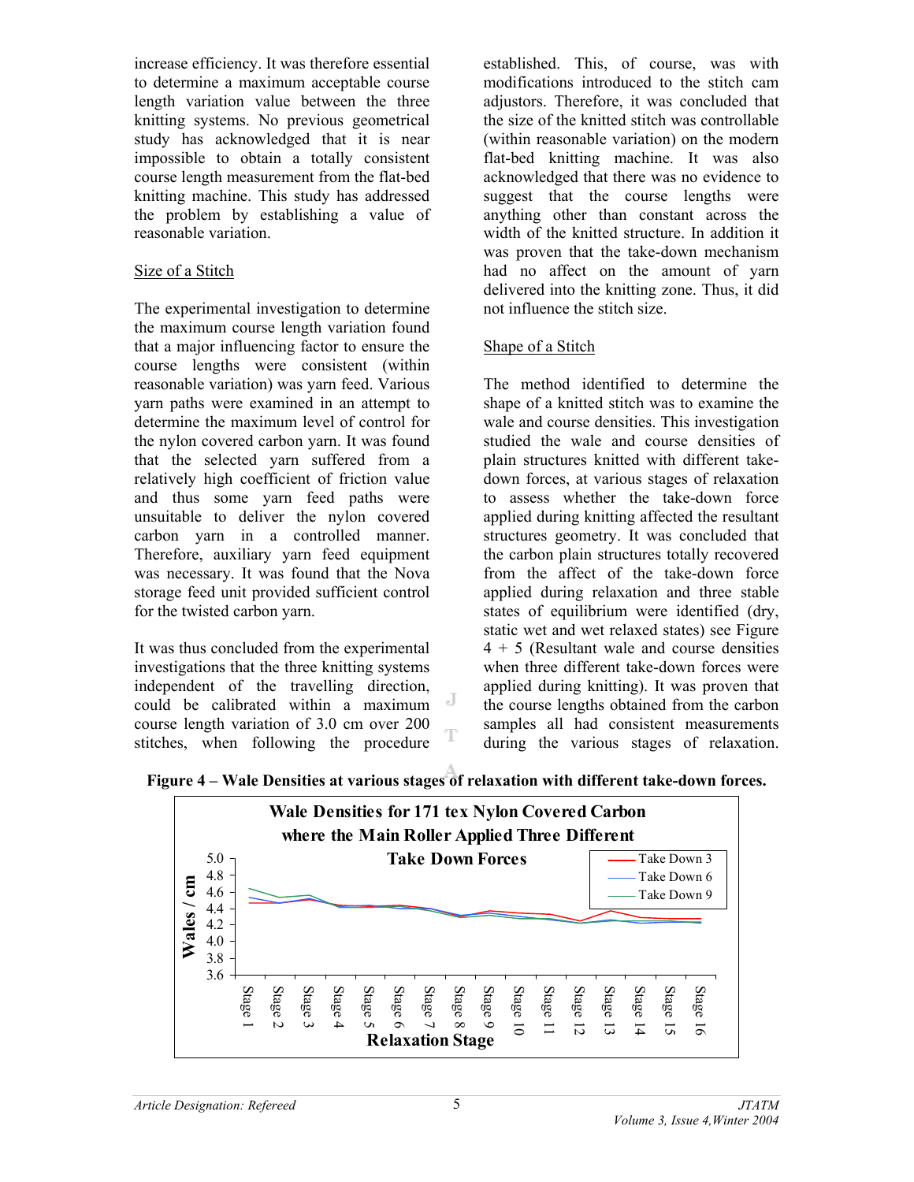increase efficiency. It was therefore essential to determine a maximum acceptable course length variation value between the three knitting systems. No previous geometrical study has acknowledged that it is near impossible to obtain a totally consistent course length measurement from the flat-bed knitting machine. This study has addressed the problem by establishing a value of reasonable variation.

### Size of a Stitch

The experimental investigation to determine the maximum course length variation found that a major influencing factor to ensure the course lengths were consistent (within reasonable variation) was yarn feed. Various yarn paths were examined in an attempt to determine the maximum level of control for the nylon covered carbon yarn. It was found that the selected yarn suffered from a relatively high coefficient of friction value and thus some yarn feed paths were unsuitable to deliver the nylon covered carbon yarn in a controlled manner. Therefore, auxiliary yarn feed equipment was necessary. It was found that the Nova storage feed unit provided sufficient control for the twisted carbon yarn.

It was thus concluded from the experimental investigations that the three knitting systems independent of the travelling direction, could be calibrated within a maximum course length variation of 3.0 cm over 200 stitches, when following the procedure established. This, of course, was with modifications introduced to the stitch cam adjustors. Therefore, it was concluded that the size of the knitted stitch was controllable (within reasonable variation) on the modern flat-bed knitting machine. It was also acknowledged that there was no evidence to suggest that the course lengths were anything other than constant across the width of the knitted structure. In addition it was proven that the take-down mechanism had no affect on the amount of yarn delivered into the knitting zone. Thus, it did not influence the stitch size.

### Shape of a Stitch

The method identified to determine the shape of a knitted stitch was to examine the wale and course densities. This investigation studied the wale and course densities of plain structures knitted with different take-down forces, at various stages of relaxation to assess whether the take-down force applied during knitting affected the resultant structures geometry. It was concluded that the carbon plain structures totally recovered from the affect of the take-down force applied during relaxation and three stable states of equilibrium were identified (dry, static wet and wet relaxed states) see Figure 4 + 5 (Resultant wale and course densities when three different take-down forces were applied during knitting). It was proven that the course lengths obtained from the carbon samples all had consistent measurements during the various stages of relaxation.

**Figure 4 – Wale Densities at various stages of relaxation with different take-down forces.**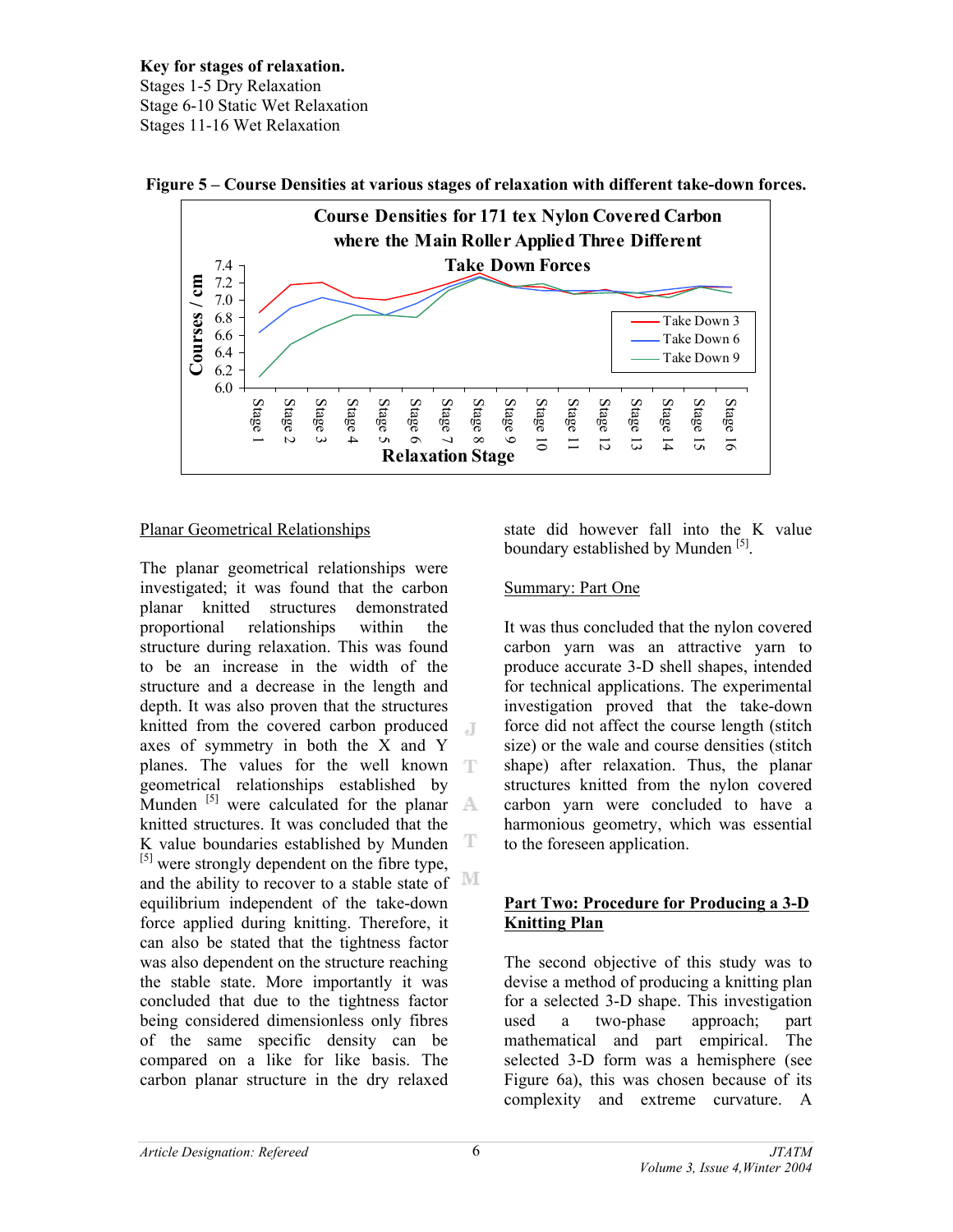**Key for stages of relaxation.**
Stages 1-5 Dry Relaxation
Stage 6-10 Static Wet Relaxation
Stages 11-16 Wet Relaxation

**Figure 5 – Course Densities at various stages of relaxation with different take-down forces.**

Planar Geometrical Relationships

The planar geometrical relationships were investigated; it was found that the carbon planar knitted structures demonstrated proportional relationships within the structure during relaxation. This was found to be an increase in the width of the structure and a decrease in the length and depth. It was also proven that the structures knitted from the covered carbon produced axes of symmetry in both the X and Y planes. The values for the well known geometrical relationships established by Munden [5] were calculated for the planar knitted structures. It was concluded that the K value boundaries established by Munden [5] were strongly dependent on the fibre type, and the ability to recover to a stable state of equilibrium independent of the take-down force applied during knitting. Therefore, it can also be stated that the tightness factor was also dependent on the structure reaching the stable state. More importantly it was concluded that due to the tightness factor being considered dimensionless only fibres of the same specific density can be compared on a like for like basis. The carbon planar structure in the dry relaxed state did however fall into the K value boundary established by Munden [5].

Summary: Part One

It was thus concluded that the nylon covered carbon yarn was an attractive yarn to produce accurate 3-D shell shapes, intended for technical applications. The experimental investigation proved that the take-down force did not affect the course length (stitch size) or the wale and course densities (stitch shape) after relaxation. Thus, the planar structures knitted from the nylon covered carbon yarn were concluded to have a harmonious geometry, which was essential to the foreseen application.

**Part Two: Procedure for Producing a 3-D Knitting Plan**

The second objective of this study was to devise a method of producing a knitting plan for a selected 3-D shape. This investigation used a two-phase approach; part mathematical and part empirical. The selected 3-D form was a hemisphere (see Figure 6a), this was chosen because of its complexity and extreme curvature. A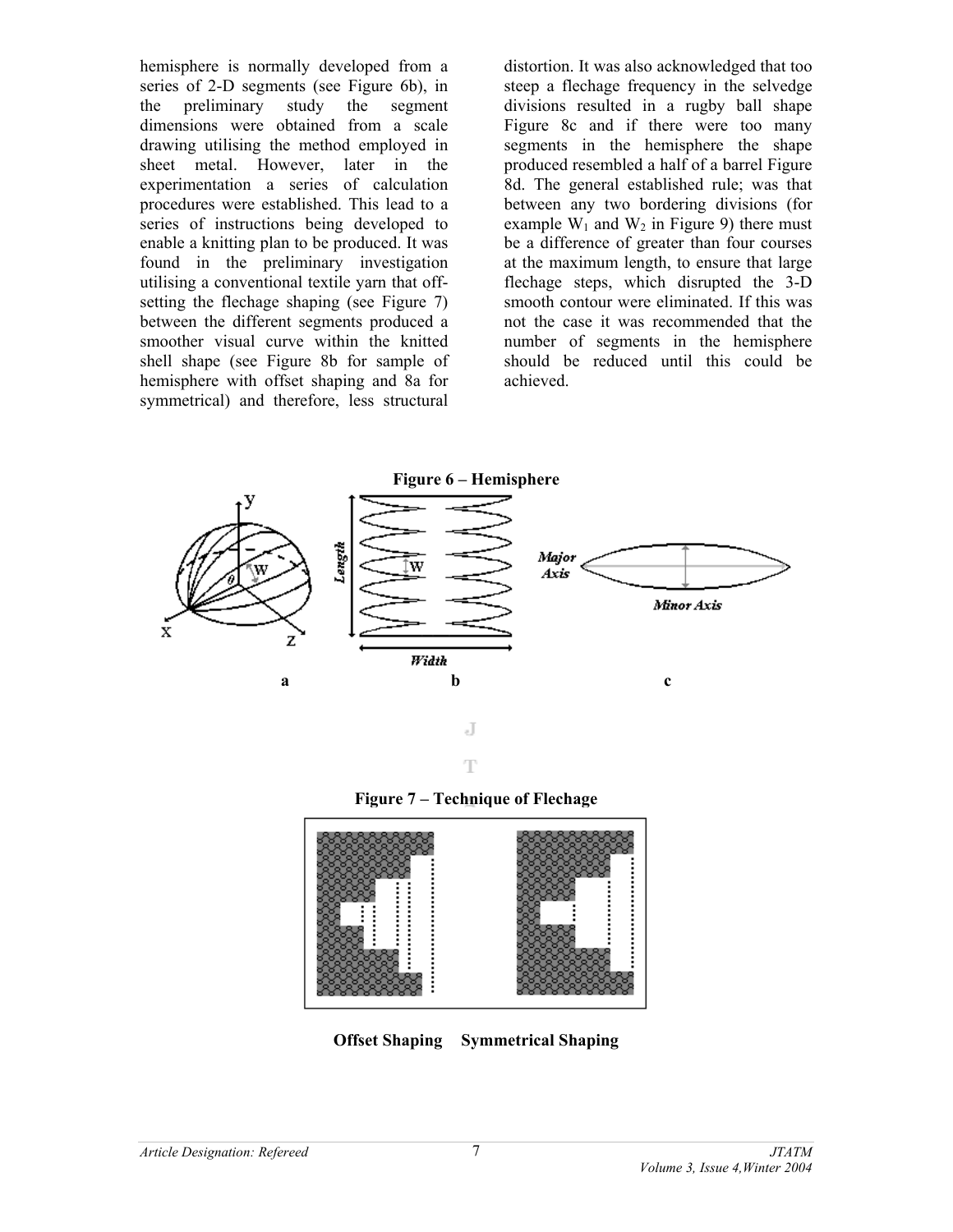hemisphere is normally developed from a series of 2-D segments (see Figure 6b), in the preliminary study the segment dimensions were obtained from a scale drawing utilising the method employed in sheet metal. However, later in the experimentation a series of calculation procedures were established. This lead to a series of instructions being developed to enable a knitting plan to be produced. It was found in the preliminary investigation utilising a conventional textile yarn that off-setting the flechage shaping (see Figure 7) between the different segments produced a smoother visual curve within the knitted shell shape (see Figure 8b for sample of hemisphere with offset shaping and 8a for symmetrical) and therefore, less structural distortion. It was also acknowledged that too steep a flechage frequency in the selvedge divisions resulted in a rugby ball shape Figure 8c and if there were too many segments in the hemisphere the shape produced resembled a half of a barrel Figure 8d. The general established rule; was that between any two bordering divisions (for example $W_1$ and $W_2$ in Figure 9) there must be a difference of greater than four courses at the maximum length, to ensure that large flechage steps, which disrupted the 3-D smooth contour were eliminated. If this was not the case it was recommended that the number of segments in the hemisphere should be reduced until this could be achieved.

**Figure 6 – Hemisphere**

a b c

**Figure 7 – Technique of Flechage**

**Offset Shaping** **Symmetrical Shaping**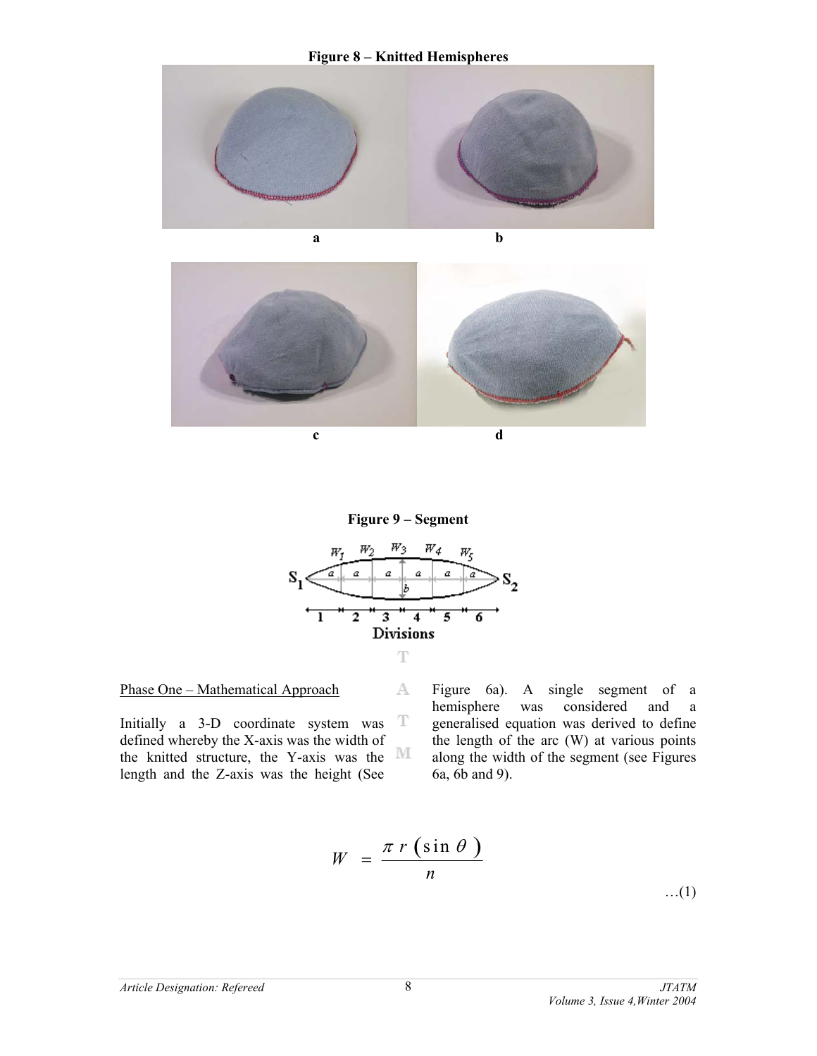**Figure 8 – Knitted Hemispheres**

a b

c d

**Figure 9 – Segment**

Phase One – Mathematical Approach

Initially a 3-D coordinate system was defined whereby the X-axis was the width of the knitted structure, the Y-axis was the length and the Z-axis was the height (See Figure 6a). A single segment of a hemisphere was considered and a generalised equation was derived to define the length of the arc (W) at various points along the width of the segment (see Figures 6a, 6b and 9).

$$W = \frac{\pi r (\sin \theta)}{n}$$

…(1)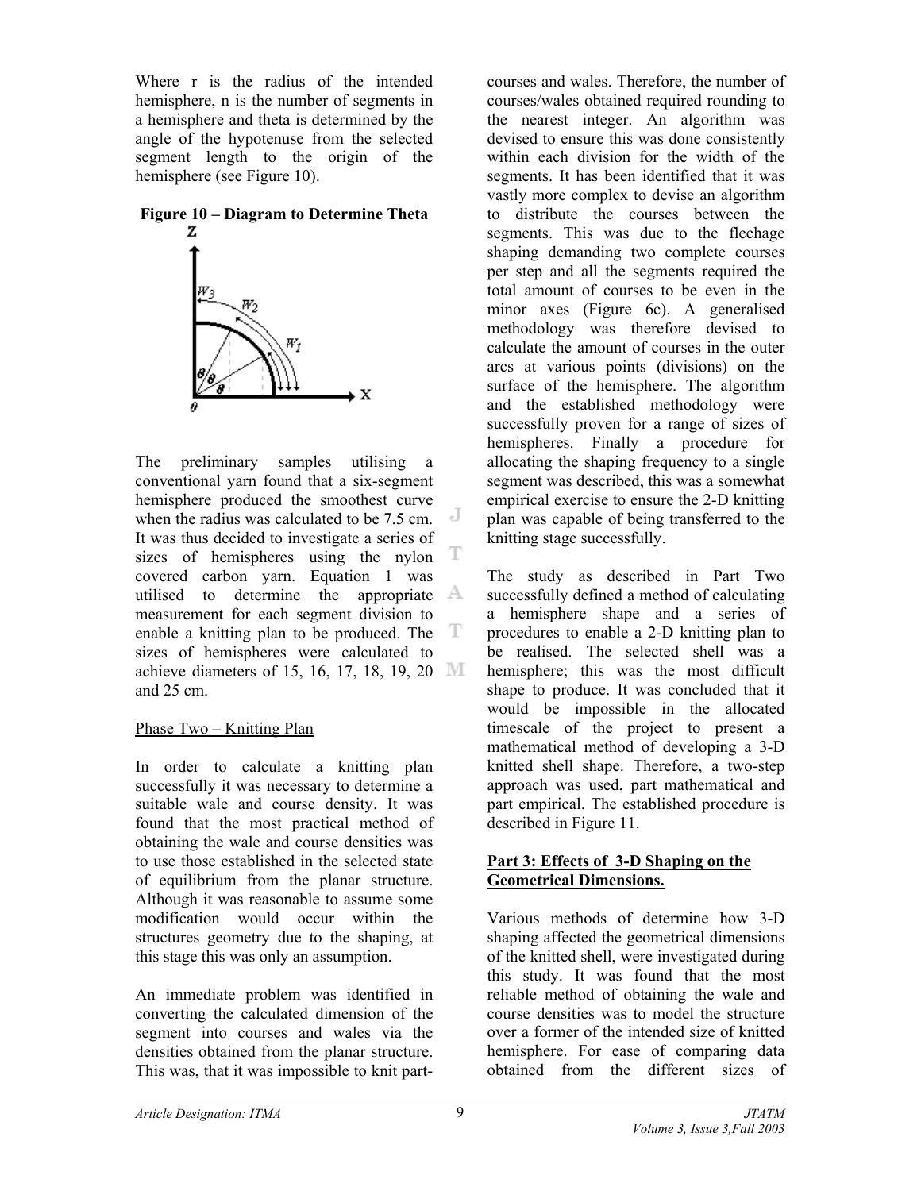Where r is the radius of the intended hemisphere, n is the number of segments in a hemisphere and theta is determined by the angle of the hypotenuse from the selected segment length to the origin of the hemisphere (see Figure 10).

**Figure 10 – Diagram to Determine Theta**

The preliminary samples utilising a conventional yarn found that a six-segment hemisphere produced the smoothest curve when the radius was calculated to be 7.5 cm. It was thus decided to investigate a series of sizes of hemispheres using the nylon covered carbon yarn. Equation 1 was utilised to determine the appropriate measurement for each segment division to enable a knitting plan to be produced. The sizes of hemispheres were calculated to achieve diameters of 15, 16, 17, 18, 19, 20 and 25 cm.

Phase Two – Knitting Plan

In order to calculate a knitting plan successfully it was necessary to determine a suitable wale and course density. It was found that the most practical method of obtaining the wale and course densities was to use those established in the selected state of equilibrium from the planar structure. Although it was reasonable to assume some modification would occur within the structures geometry due to the shaping, at this stage this was only an assumption.

An immediate problem was identified in converting the calculated dimension of the segment into courses and wales via the densities obtained from the planar structure. This was, that it was impossible to knit part-courses and wales. Therefore, the number of courses/wales obtained required rounding to the nearest integer. An algorithm was devised to ensure this was done consistently within each division for the width of the segments. It has been identified that it was vastly more complex to devise an algorithm to distribute the courses between the segments. This was due to the flechage shaping demanding two complete courses per step and all the segments required the total amount of courses to be even in the minor axes (Figure 6c). A generalised methodology was therefore devised to calculate the amount of courses in the outer arcs at various points (divisions) on the surface of the hemisphere. The algorithm and the established methodology were successfully proven for a range of sizes of hemispheres. Finally a procedure for allocating the shaping frequency to a single segment was described, this was a somewhat empirical exercise to ensure the 2-D knitting plan was capable of being transferred to the knitting stage successfully.

The study as described in Part Two successfully defined a method of calculating a hemisphere shape and a series of procedures to enable a 2-D knitting plan to be realised. The selected shell was a hemisphere; this was the most difficult shape to produce. It was concluded that it would be impossible in the allocated timescale of the project to present a mathematical method of developing a 3-D knitted shell shape. Therefore, a two-step approach was used, part mathematical and part empirical. The established procedure is described in Figure 11.

## Part 3: Effects of 3-D Shaping on the Geometrical Dimensions.

Various methods of determine how 3-D shaping affected the geometrical dimensions of the knitted shell, were investigated during this study. It was found that the most reliable method of obtaining the wale and course densities was to model the structure over a former of the intended size of knitted hemisphere. For ease of comparing data obtained from the different sizes of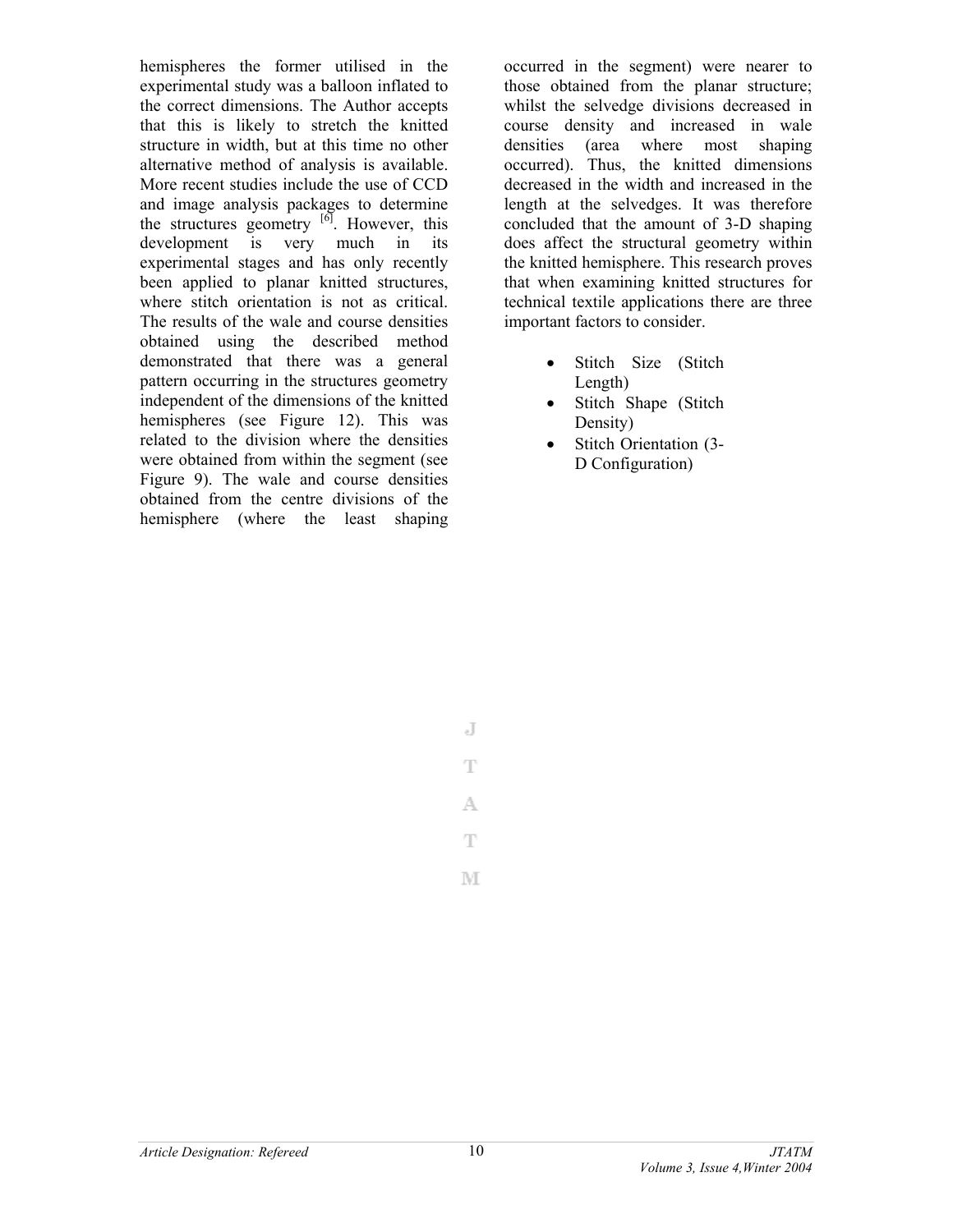hemispheres the former utilised in the experimental study was a balloon inflated to the correct dimensions. The Author accepts that this is likely to stretch the knitted structure in width, but at this time no other alternative method of analysis is available. More recent studies include the use of CCD and image analysis packages to determine the structures geometry [6]. However, this development is very much in its experimental stages and has only recently been applied to planar knitted structures, where stitch orientation is not as critical. The results of the wale and course densities obtained using the described method demonstrated that there was a general pattern occurring in the structures geometry independent of the dimensions of the knitted hemispheres (see Figure 12). This was related to the division where the densities were obtained from within the segment (see Figure 9). The wale and course densities obtained from the centre divisions of the hemisphere (where the least shaping occurred in the segment) were nearer to those obtained from the planar structure; whilst the selvedge divisions decreased in course density and increased in wale densities (area where most shaping occurred). Thus, the knitted dimensions decreased in the width and increased in the length at the selvedges. It was therefore concluded that the amount of 3-D shaping does affect the structural geometry within the knitted hemisphere. This research proves that when examining knitted structures for technical textile applications there are three important factors to consider.

- Stitch Size (Stitch Length)
- Stitch Shape (Stitch Density)
- Stitch Orientation (3-D Configuration)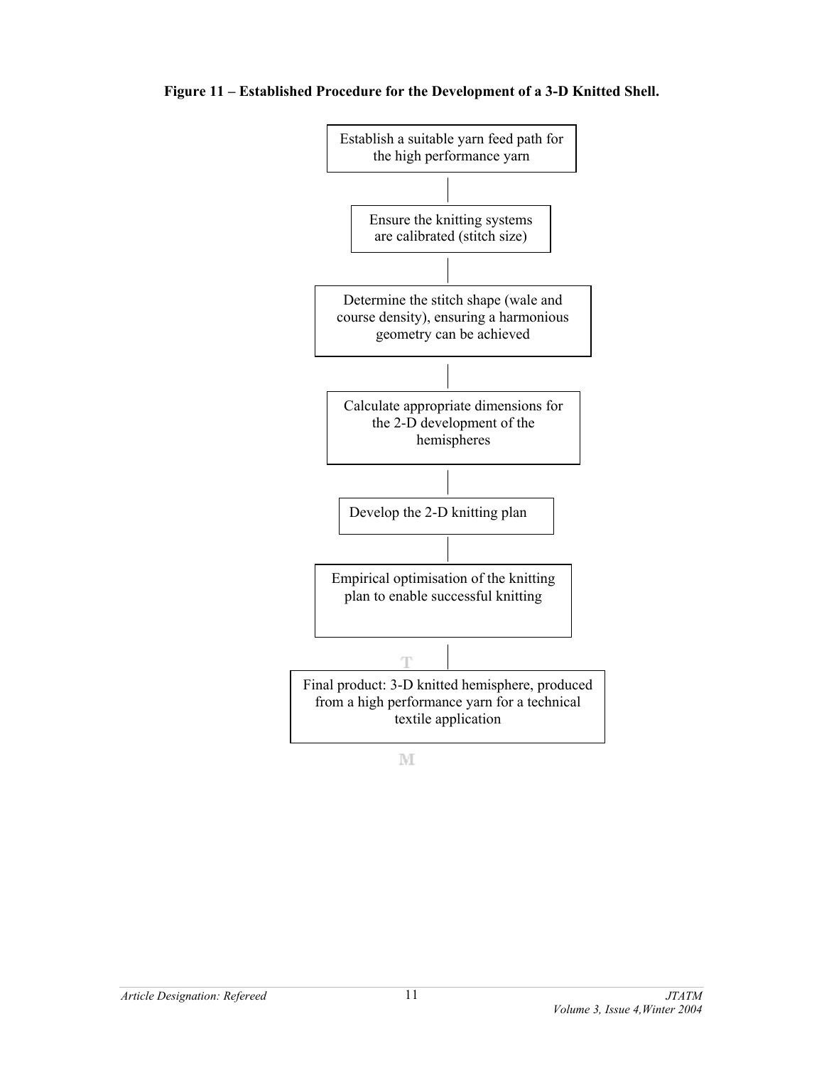**Figure 11 – Established Procedure for the Development of a 3-D Knitted Shell.**

Establish a suitable yarn feed path for the high performance yarn

↓

Ensure the knitting systems are calibrated (stitch size)

↓

Determine the stitch shape (wale and course density), ensuring a harmonious geometry can be achieved

↓

Calculate appropriate dimensions for the 2-D development of the hemispheres

↓

Develop the 2-D knitting plan

↓

Empirical optimisation of the knitting plan to enable successful knitting

↓

Final product: 3-D knitted hemisphere, produced from a high performance yarn for a technical textile application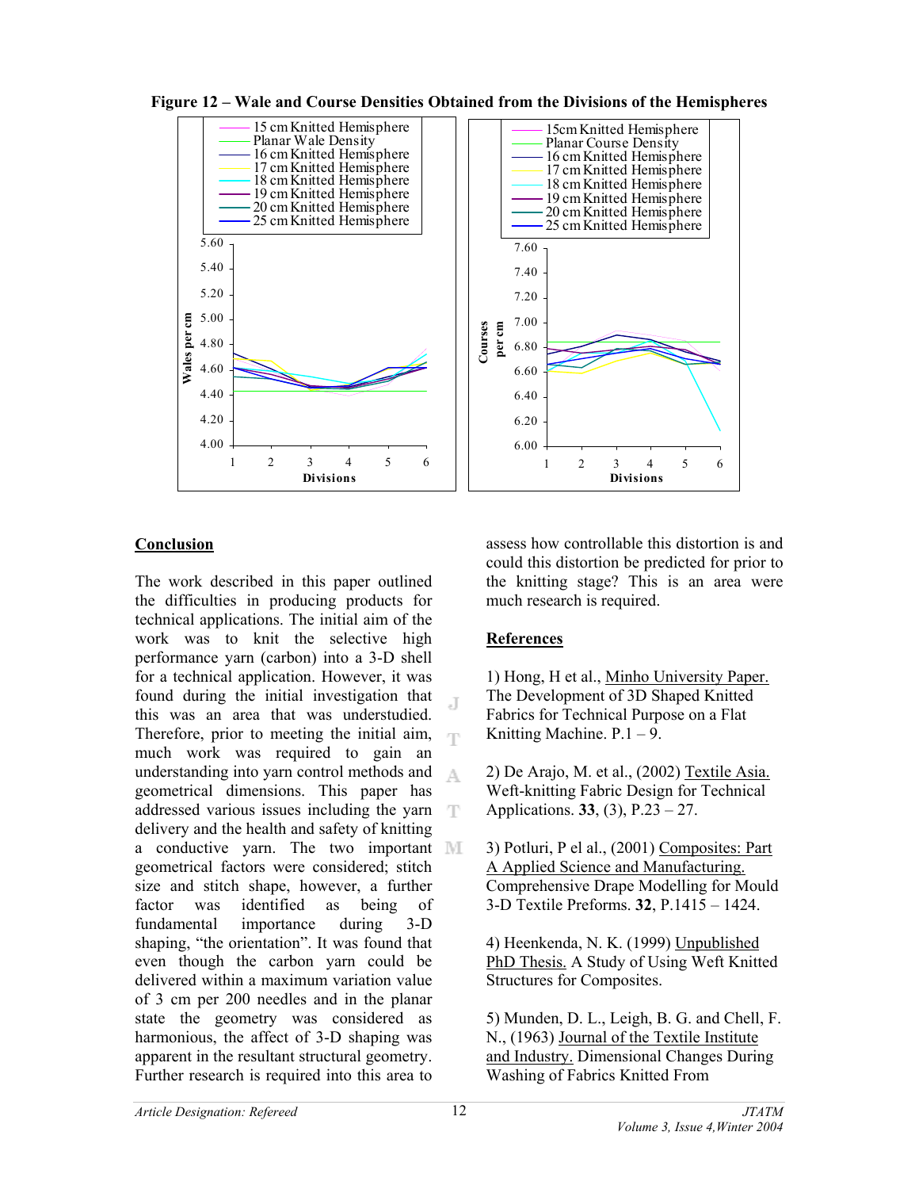**Figure 12 – Wale and Course Densities Obtained from the Divisions of the Hemispheres**

## Conclusion

The work described in this paper outlined the difficulties in producing products for technical applications. The initial aim of the work was to knit the selective high performance yarn (carbon) into a 3-D shell for a technical application. However, it was found during the initial investigation that this was an area that was understudied. Therefore, prior to meeting the initial aim, much work was required to gain an understanding into yarn control methods and geometrical dimensions. This paper has addressed various issues including the yarn delivery and the health and safety of knitting a conductive yarn. The two important geometrical factors were considered; stitch size and stitch shape, however, a further factor was identified as being of fundamental importance during 3-D shaping, "the orientation". It was found that even though the carbon yarn could be delivered within a maximum variation value of 3 cm per 200 needles and in the planar state the geometry was considered as harmonious, the affect of 3-D shaping was apparent in the resultant structural geometry. Further research is required into this area to assess how controllable this distortion is and could this distortion be predicted for prior to the knitting stage? This is an area were much research is required.

## References

1) Hong, H et al., Minho University Paper. The Development of 3D Shaped Knitted Fabrics for Technical Purpose on a Flat Knitting Machine. P.1 – 9.

2) De Arajo, M. et al., (2002) Textile Asia. Weft-knitting Fabric Design for Technical Applications. **33**, (3), P.23 – 27.

3) Potluri, P el al., (2001) Composites: Part A Applied Science and Manufacturing. Comprehensive Drape Modelling for Mould 3-D Textile Preforms. **32**, P.1415 – 1424.

4) Heenkenda, N. K. (1999) Unpublished PhD Thesis. A Study of Using Weft Knitted Structures for Composites.

5) Munden, D. L., Leigh, B. G. and Chell, F. N., (1963) Journal of the Textile Institute and Industry. Dimensional Changes During Washing of Fabrics Knitted From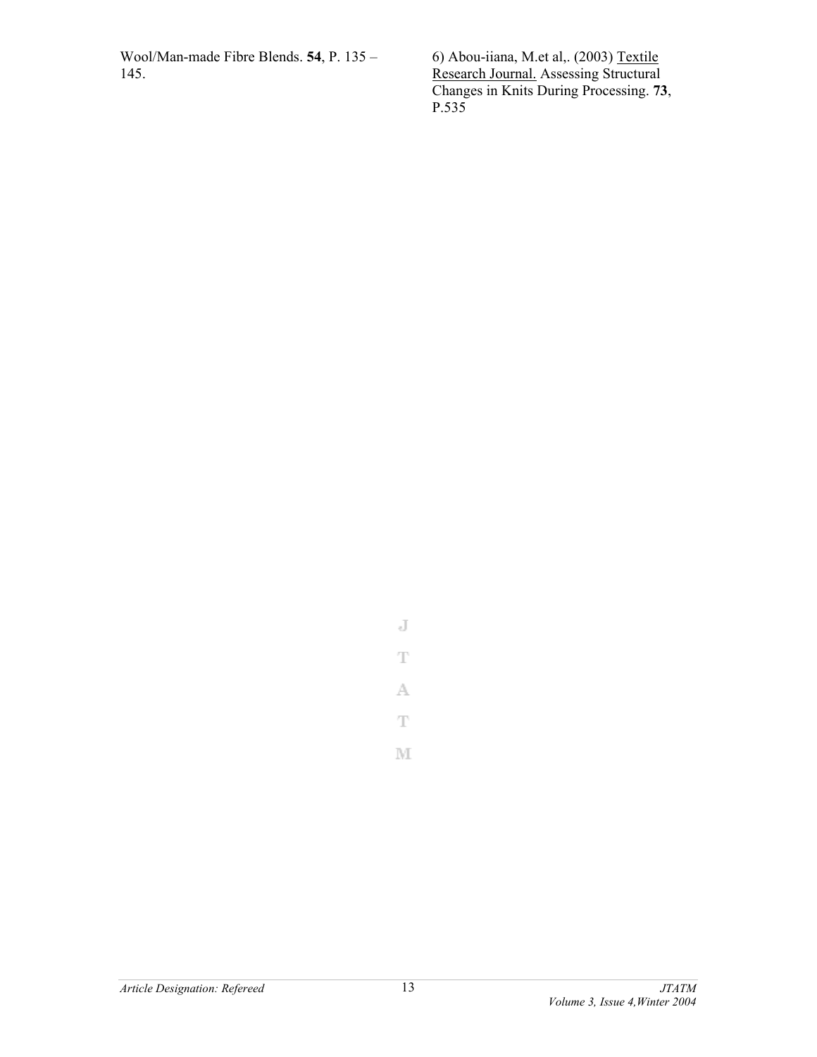Wool/Man-made Fibre Blends. **54**, P. 135 – 145.

6) Abou-iiana, M.et al,. (2003) Textile Research Journal. Assessing Structural Changes in Knits During Processing. **73**, P.535